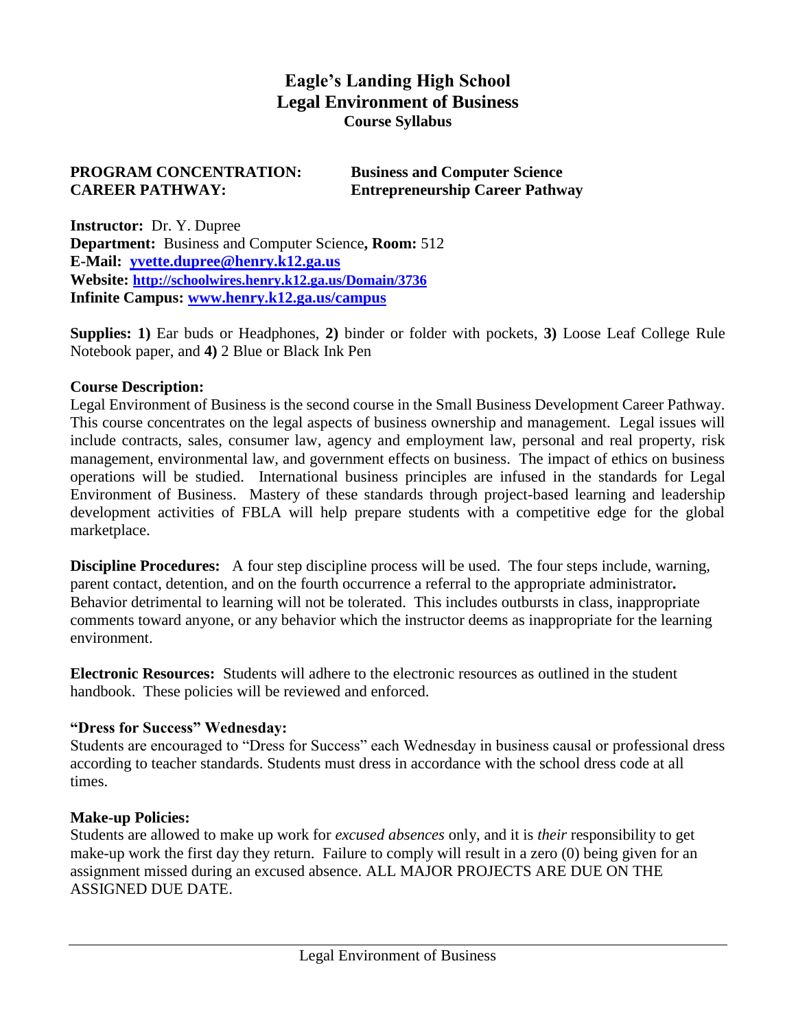# Eagle's Landing High School
## Legal Environment of Business
### Course Syllabus

**PROGRAM CONCENTRATION:** **Business and Computer Science**
**CAREER PATHWAY:** **Entrepreneurship Career Pathway**

**Instructor:** Dr. Y. Dupree
**Department:** Business and Computer Science**, Room:** 512
**E-Mail:** **yvette.dupree@henry.k12.ga.us**
**Website:** **http://schoolwires.henry.k12.ga.us/Domain/3736**
**Infinite Campus:** **www.henry.k12.ga.us/campus**

**Supplies: 1)** Ear buds or Headphones, **2)** binder or folder with pockets, **3)** Loose Leaf College Rule Notebook paper, and **4)** 2 Blue or Black Ink Pen

**Course Description:**
Legal Environment of Business is the second course in the Small Business Development Career Pathway. This course concentrates on the legal aspects of business ownership and management. Legal issues will include contracts, sales, consumer law, agency and employment law, personal and real property, risk management, environmental law, and government effects on business. The impact of ethics on business operations will be studied. International business principles are infused in the standards for Legal Environment of Business. Mastery of these standards through project-based learning and leadership development activities of FBLA will help prepare students with a competitive edge for the global marketplace.

**Discipline Procedures:** A four step discipline process will be used. The four steps include, warning, parent contact, detention, and on the fourth occurrence a referral to the appropriate administrator**.** Behavior detrimental to learning will not be tolerated. This includes outbursts in class, inappropriate comments toward anyone, or any behavior which the instructor deems as inappropriate for the learning environment.

**Electronic Resources:** Students will adhere to the electronic resources as outlined in the student handbook. These policies will be reviewed and enforced.

**"Dress for Success" Wednesday:**
Students are encouraged to "Dress for Success" each Wednesday in business causal or professional dress according to teacher standards. Students must dress in accordance with the school dress code at all times.

**Make-up Policies:**
Students are allowed to make up work for *excused absences* only, and it is *their* responsibility to get make-up work the first day they return. Failure to comply will result in a zero (0) being given for an assignment missed during an excused absence. ALL MAJOR PROJECTS ARE DUE ON THE ASSIGNED DUE DATE.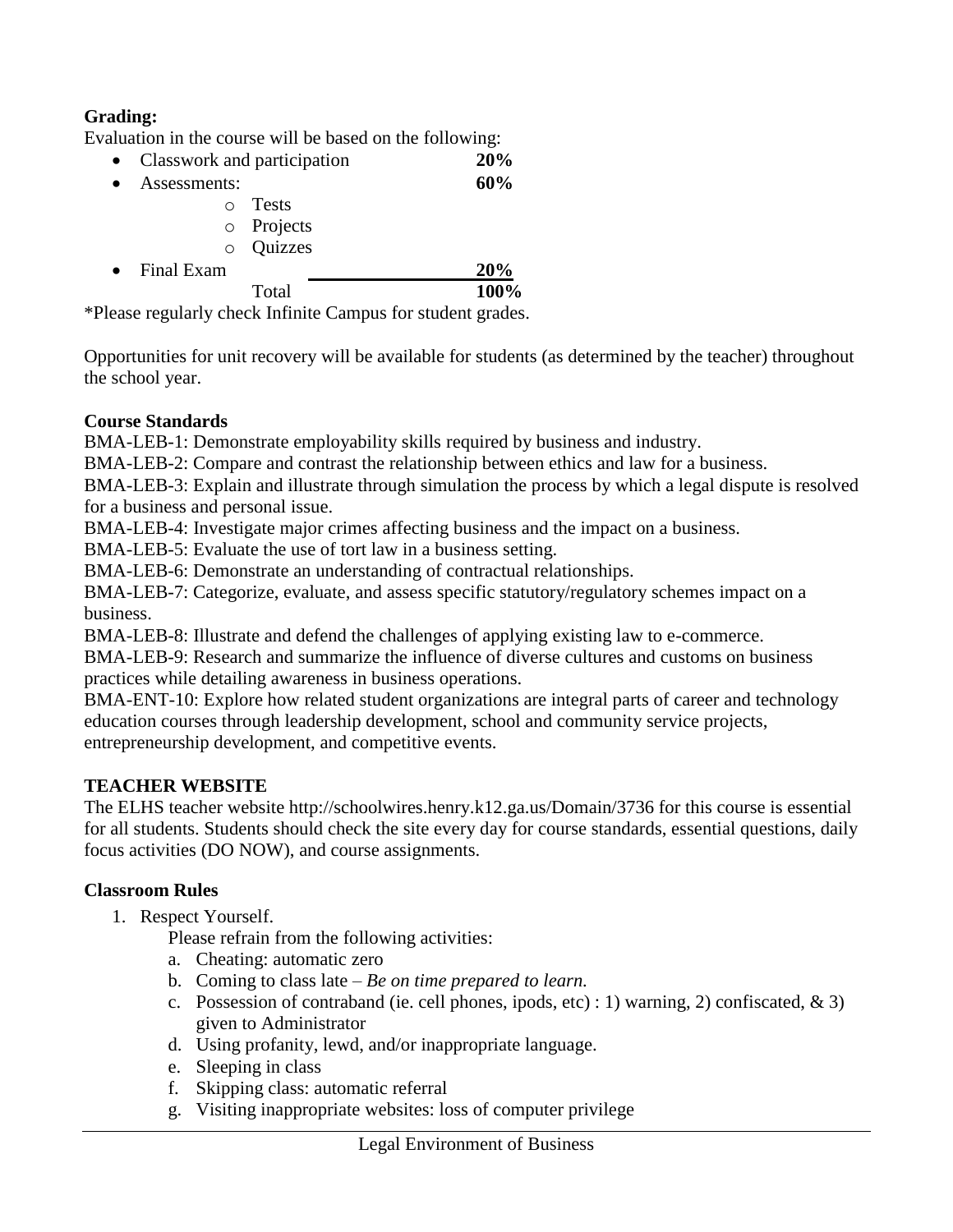**Grading:**

Evaluation in the course will be based on the following:

- Classwork and participation **20%**
- Assessments: **60%**
  - Tests
  - Projects
  - Quizzes
- Final Exam **20%**

Total **100%**

*Please regularly check Infinite Campus for student grades.

Opportunities for unit recovery will be available for students (as determined by the teacher) throughout the school year.

**Course Standards**

BMA-LEB-1: Demonstrate employability skills required by business and industry.

BMA-LEB-2: Compare and contrast the relationship between ethics and law for a business.

BMA-LEB-3: Explain and illustrate through simulation the process by which a legal dispute is resolved for a business and personal issue.

BMA-LEB-4: Investigate major crimes affecting business and the impact on a business.

BMA-LEB-5: Evaluate the use of tort law in a business setting.

BMA-LEB-6: Demonstrate an understanding of contractual relationships.

BMA-LEB-7: Categorize, evaluate, and assess specific statutory/regulatory schemes impact on a business.

BMA-LEB-8: Illustrate and defend the challenges of applying existing law to e-commerce.

BMA-LEB-9: Research and summarize the influence of diverse cultures and customs on business practices while detailing awareness in business operations.

BMA-ENT-10: Explore how related student organizations are integral parts of career and technology education courses through leadership development, school and community service projects, entrepreneurship development, and competitive events.

**TEACHER WEBSITE**

The ELHS teacher website http://schoolwires.henry.k12.ga.us/Domain/3736 for this course is essential for all students. Students should check the site every day for course standards, essential questions, daily focus activities (DO NOW), and course assignments.

**Classroom Rules**

1. Respect Yourself.

   Please refrain from the following activities:

   a. Cheating: automatic zero
   b. Coming to class late – *Be on time prepared to learn.*
   c. Possession of contraband (ie. cell phones, ipods, etc) : 1) warning, 2) confiscated, & 3) given to Administrator
   d. Using profanity, lewd, and/or inappropriate language.
   e. Sleeping in class
   f. Skipping class: automatic referral
   g. Visiting inappropriate websites: loss of computer privilege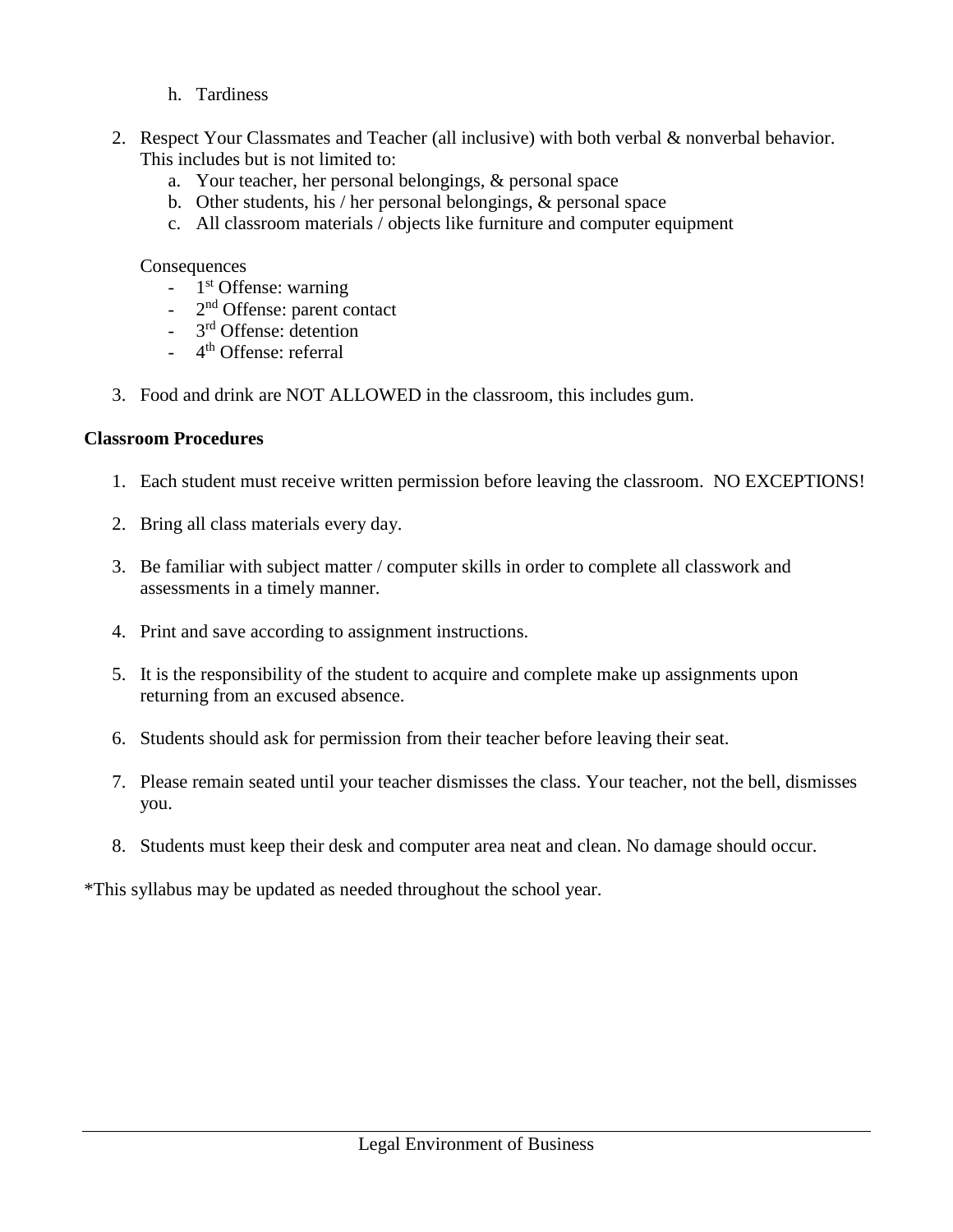h. Tardiness

2. Respect Your Classmates and Teacher (all inclusive) with both verbal & nonverbal behavior. This includes but is not limited to:
   a. Your teacher, her personal belongings, & personal space
   b. Other students, his / her personal belongings, & personal space
   c. All classroom materials / objects like furniture and computer equipment

   Consequences
   - 1st Offense: warning
   - 2nd Offense: parent contact
   - 3rd Offense: detention
   - 4th Offense: referral

3. Food and drink are NOT ALLOWED in the classroom, this includes gum.

**Classroom Procedures**

1. Each student must receive written permission before leaving the classroom. NO EXCEPTIONS!

2. Bring all class materials every day.

3. Be familiar with subject matter / computer skills in order to complete all classwork and assessments in a timely manner.

4. Print and save according to assignment instructions.

5. It is the responsibility of the student to acquire and complete make up assignments upon returning from an excused absence.

6. Students should ask for permission from their teacher before leaving their seat.

7. Please remain seated until your teacher dismisses the class. Your teacher, not the bell, dismisses you.

8. Students must keep their desk and computer area neat and clean. No damage should occur.

*This syllabus may be updated as needed throughout the school year.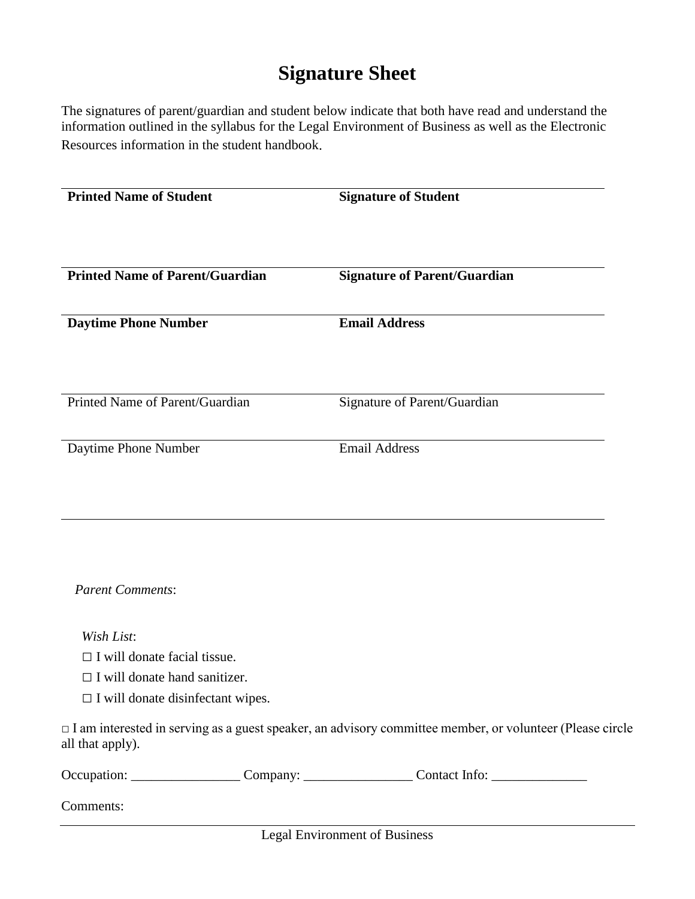// Signature Sheet

# Signature Sheet

The signatures of parent/guardian and student below indicate that both have read and understand the information outlined in the syllabus for the Legal Environment of Business as well as the Electronic Resources information in the student handbook.

| | |
|---|---|
| **Printed Name of Student** | **Signature of Student** |
| **Printed Name of Parent/Guardian** | **Signature of Parent/Guardian** |
| **Daytime Phone Number** | **Email Address** |
| Printed Name of Parent/Guardian | Signature of Parent/Guardian |
| Daytime Phone Number | Email Address |

*Parent Comments*:

*Wish List*:

☐ I will donate facial tissue.

☐ I will donate hand sanitizer.

☐ I will donate disinfectant wipes.

☐ I am interested in serving as a guest speaker, an advisory committee member, or volunteer (Please circle all that apply).

Occupation: ________________ Company: ________________ Contact Info: ______________

Comments: